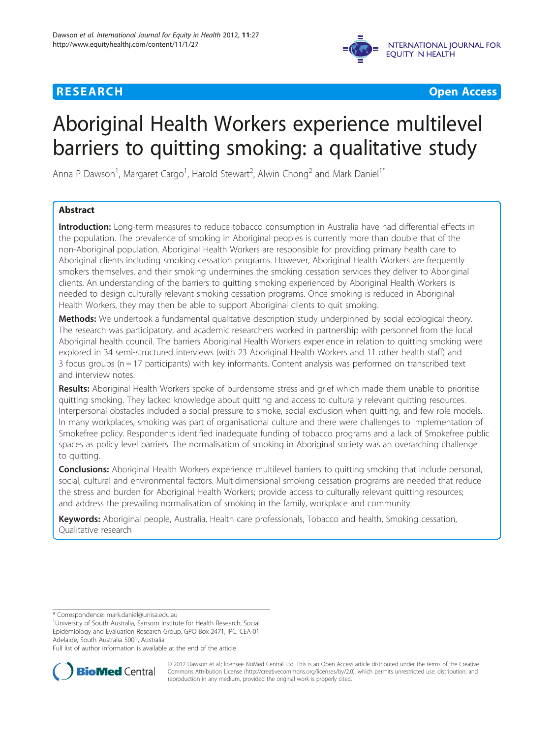RESEARCH Open Access

# Aboriginal Health Workers experience multilevel barriers to quitting smoking: a qualitative study

Anna P Dawson[1], Margaret Cargo[1], Harold Stewart[2], Alwin Chong[2] and Mark Daniel[1*]

## Abstract

**Introduction:** Long-term measures to reduce tobacco consumption in Australia have had differential effects in the population. The prevalence of smoking in Aboriginal peoples is currently more than double that of the non-Aboriginal population. Aboriginal Health Workers are responsible for providing primary health care to Aboriginal clients including smoking cessation programs. However, Aboriginal Health Workers are frequently smokers themselves, and their smoking undermines the smoking cessation services they deliver to Aboriginal clients. An understanding of the barriers to quitting smoking experienced by Aboriginal Health Workers is needed to design culturally relevant smoking cessation programs. Once smoking is reduced in Aboriginal Health Workers, they may then be able to support Aboriginal clients to quit smoking.

**Methods:** We undertook a fundamental qualitative description study underpinned by social ecological theory. The research was participatory, and academic researchers worked in partnership with personnel from the local Aboriginal health council. The barriers Aboriginal Health Workers experience in relation to quitting smoking were explored in 34 semi-structured interviews (with 23 Aboriginal Health Workers and 11 other health staff) and 3 focus groups (n = 17 participants) with key informants. Content analysis was performed on transcribed text and interview notes.

**Results:** Aboriginal Health Workers spoke of burdensome stress and grief which made them unable to prioritise quitting smoking. They lacked knowledge about quitting and access to culturally relevant quitting resources. Interpersonal obstacles included a social pressure to smoke, social exclusion when quitting, and few role models. In many workplaces, smoking was part of organisational culture and there were challenges to implementation of Smokefree policy. Respondents identified inadequate funding of tobacco programs and a lack of Smokefree public spaces as policy level barriers. The normalisation of smoking in Aboriginal society was an overarching challenge to quitting.

**Conclusions:** Aboriginal Health Workers experience multilevel barriers to quitting smoking that include personal, social, cultural and environmental factors. Multidimensional smoking cessation programs are needed that reduce the stress and burden for Aboriginal Health Workers; provide access to culturally relevant quitting resources; and address the prevailing normalisation of smoking in the family, workplace and community.

**Keywords:** Aboriginal people, Australia, Health care professionals, Tobacco and health, Smoking cessation, Qualitative research

\* Correspondence: mark.daniel@unisa.edu.au
[1]University of South Australia, Sansom Institute for Health Research, Social Epidemiology and Evaluation Research Group, GPO Box 2471, IPC: CEA-01 Adelaide, South Australia 5001, Australia
Full list of author information is available at the end of the article

© 2012 Dawson et al.; licensee BioMed Central Ltd. This is an Open Access article distributed under the terms of the Creative Commons Attribution License (http://creativecommons.org/licenses/by/2.0), which permits unrestricted use, distribution, and reproduction in any medium, provided the original work is properly cited.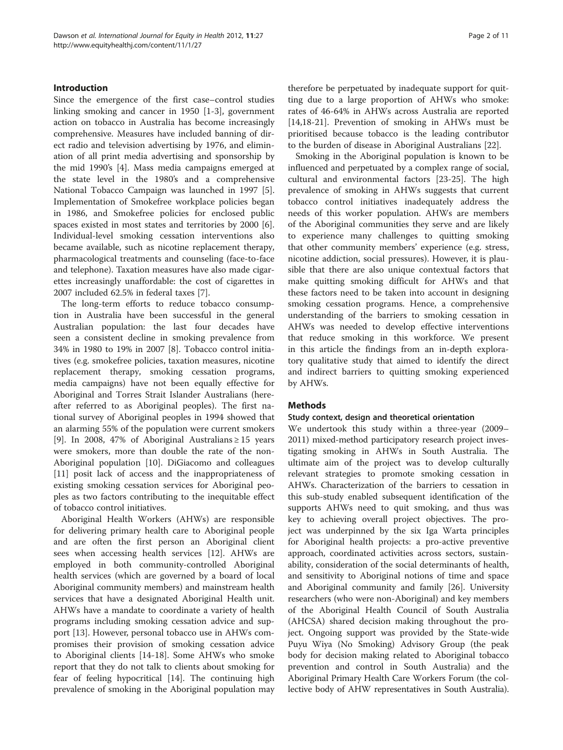## Introduction

Since the emergence of the first case–control studies linking smoking and cancer in 1950 [1-3], government action on tobacco in Australia has become increasingly comprehensive. Measures have included banning of direct radio and television advertising by 1976, and elimination of all print media advertising and sponsorship by the mid 1990's [4]. Mass media campaigns emerged at the state level in the 1980's and a comprehensive National Tobacco Campaign was launched in 1997 [5]. Implementation of Smokefree workplace policies began in 1986, and Smokefree policies for enclosed public spaces existed in most states and territories by 2000 [6]. Individual-level smoking cessation interventions also became available, such as nicotine replacement therapy, pharmacological treatments and counseling (face-to-face and telephone). Taxation measures have also made cigarettes increasingly unaffordable: the cost of cigarettes in 2007 included 62.5% in federal taxes [7].

The long-term efforts to reduce tobacco consumption in Australia have been successful in the general Australian population: the last four decades have seen a consistent decline in smoking prevalence from 34% in 1980 to 19% in 2007 [8]. Tobacco control initiatives (e.g. smokefree policies, taxation measures, nicotine replacement therapy, smoking cessation programs, media campaigns) have not been equally effective for Aboriginal and Torres Strait Islander Australians (hereafter referred to as Aboriginal peoples). The first national survey of Aboriginal peoples in 1994 showed that an alarming 55% of the population were current smokers [9]. In 2008, 47% of Aboriginal Australians ≥ 15 years were smokers, more than double the rate of the non-Aboriginal population [10]. DiGiacomo and colleagues [11] posit lack of access and the inappropriateness of existing smoking cessation services for Aboriginal peoples as two factors contributing to the inequitable effect of tobacco control initiatives.

Aboriginal Health Workers (AHWs) are responsible for delivering primary health care to Aboriginal people and are often the first person an Aboriginal client sees when accessing health services [12]. AHWs are employed in both community-controlled Aboriginal health services (which are governed by a board of local Aboriginal community members) and mainstream health services that have a designated Aboriginal Health unit. AHWs have a mandate to coordinate a variety of health programs including smoking cessation advice and support [13]. However, personal tobacco use in AHWs compromises their provision of smoking cessation advice to Aboriginal clients [14-18]. Some AHWs who smoke report that they do not talk to clients about smoking for fear of feeling hypocritical [14]. The continuing high prevalence of smoking in the Aboriginal population may therefore be perpetuated by inadequate support for quitting due to a large proportion of AHWs who smoke: rates of 46-64% in AHWs across Australia are reported [14,18-21]. Prevention of smoking in AHWs must be prioritised because tobacco is the leading contributor to the burden of disease in Aboriginal Australians [22].

Smoking in the Aboriginal population is known to be influenced and perpetuated by a complex range of social, cultural and environmental factors [23-25]. The high prevalence of smoking in AHWs suggests that current tobacco control initiatives inadequately address the needs of this worker population. AHWs are members of the Aboriginal communities they serve and are likely to experience many challenges to quitting smoking that other community members' experience (e.g. stress, nicotine addiction, social pressures). However, it is plausible that there are also unique contextual factors that make quitting smoking difficult for AHWs and that these factors need to be taken into account in designing smoking cessation programs. Hence, a comprehensive understanding of the barriers to smoking cessation in AHWs was needed to develop effective interventions that reduce smoking in this workforce. We present in this article the findings from an in-depth exploratory qualitative study that aimed to identify the direct and indirect barriers to quitting smoking experienced by AHWs.

## Methods

### Study context, design and theoretical orientation

We undertook this study within a three-year (2009–2011) mixed-method participatory research project investigating smoking in AHWs in South Australia. The ultimate aim of the project was to develop culturally relevant strategies to promote smoking cessation in AHWs. Characterization of the barriers to cessation in this sub-study enabled subsequent identification of the supports AHWs need to quit smoking, and thus was key to achieving overall project objectives. The project was underpinned by the six Iga Warta principles for Aboriginal health projects: a pro-active preventive approach, coordinated activities across sectors, sustainability, consideration of the social determinants of health, and sensitivity to Aboriginal notions of time and space and Aboriginal community and family [26]. University researchers (who were non-Aboriginal) and key members of the Aboriginal Health Council of South Australia (AHCSA) shared decision making throughout the project. Ongoing support was provided by the State-wide Puyu Wiya (No Smoking) Advisory Group (the peak body for decision making related to Aboriginal tobacco prevention and control in South Australia) and the Aboriginal Primary Health Care Workers Forum (the collective body of AHW representatives in South Australia).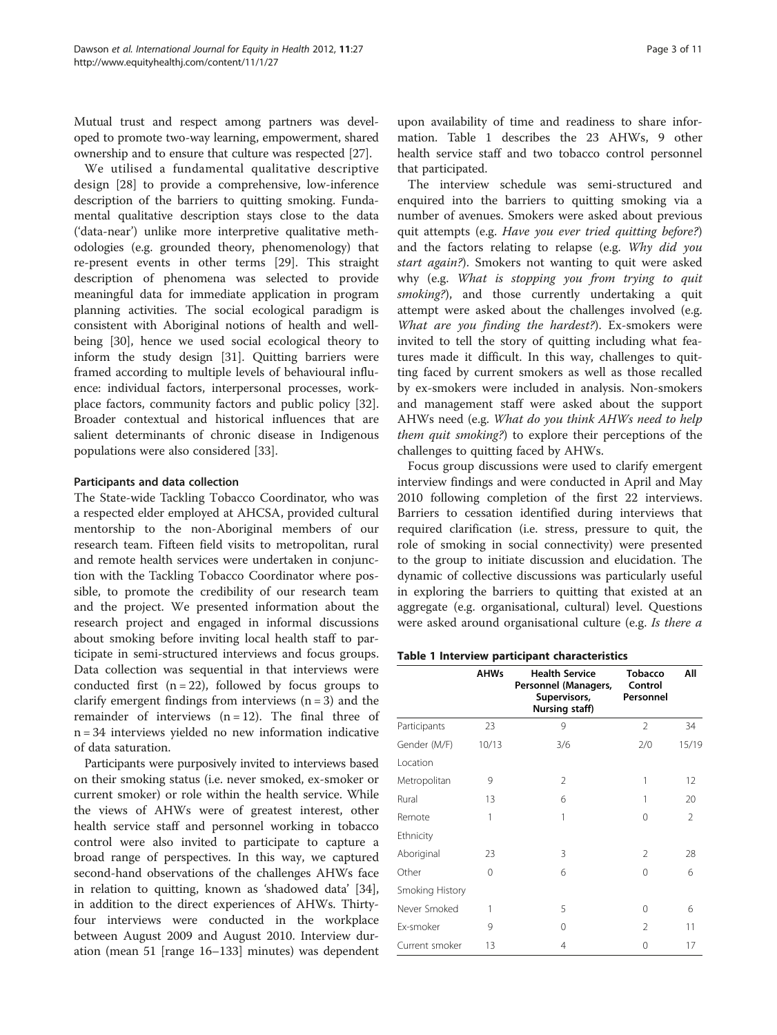Mutual trust and respect among partners was developed to promote two-way learning, empowerment, shared ownership and to ensure that culture was respected [27].

We utilised a fundamental qualitative descriptive design [28] to provide a comprehensive, low-inference description of the barriers to quitting smoking. Fundamental qualitative description stays close to the data ('data-near') unlike more interpretive qualitative methodologies (e.g. grounded theory, phenomenology) that re-present events in other terms [29]. This straight description of phenomena was selected to provide meaningful data for immediate application in program planning activities. The social ecological paradigm is consistent with Aboriginal notions of health and wellbeing [30], hence we used social ecological theory to inform the study design [31]. Quitting barriers were framed according to multiple levels of behavioural influence: individual factors, interpersonal processes, workplace factors, community factors and public policy [32]. Broader contextual and historical influences that are salient determinants of chronic disease in Indigenous populations were also considered [33].

### Participants and data collection

The State-wide Tackling Tobacco Coordinator, who was a respected elder employed at AHCSA, provided cultural mentorship to the non-Aboriginal members of our research team. Fifteen field visits to metropolitan, rural and remote health services were undertaken in conjunction with the Tackling Tobacco Coordinator where possible, to promote the credibility of our research team and the project. We presented information about the research project and engaged in informal discussions about smoking before inviting local health staff to participate in semi-structured interviews and focus groups. Data collection was sequential in that interviews were conducted first (n = 22), followed by focus groups to clarify emergent findings from interviews (n = 3) and the remainder of interviews (n = 12). The final three of n = 34 interviews yielded no new information indicative of data saturation.

Participants were purposively invited to interviews based on their smoking status (i.e. never smoked, ex-smoker or current smoker) or role within the health service. While the views of AHWs were of greatest interest, other health service staff and personnel working in tobacco control were also invited to participate to capture a broad range of perspectives. In this way, we captured second-hand observations of the challenges AHWs face in relation to quitting, known as 'shadowed data' [34], in addition to the direct experiences of AHWs. Thirty-four interviews were conducted in the workplace between August 2009 and August 2010. Interview duration (mean 51 [range 16–133] minutes) was dependent upon availability of time and readiness to share information. Table 1 describes the 23 AHWs, 9 other health service staff and two tobacco control personnel that participated.

The interview schedule was semi-structured and enquired into the barriers to quitting smoking via a number of avenues. Smokers were asked about previous quit attempts (e.g. *Have you ever tried quitting before?*) and the factors relating to relapse (e.g. *Why did you start again?*). Smokers not wanting to quit were asked why (e.g. *What is stopping you from trying to quit smoking?*), and those currently undertaking a quit attempt were asked about the challenges involved (e.g. *What are you finding the hardest?*). Ex-smokers were invited to tell the story of quitting including what features made it difficult. In this way, challenges to quitting faced by current smokers as well as those recalled by ex-smokers were included in analysis. Non-smokers and management staff were asked about the support AHWs need (e.g. *What do you think AHWs need to help them quit smoking?*) to explore their perceptions of the challenges to quitting faced by AHWs.

Focus group discussions were used to clarify emergent interview findings and were conducted in April and May 2010 following completion of the first 22 interviews. Barriers to cessation identified during interviews that required clarification (i.e. stress, pressure to quit, the role of smoking in social connectivity) were presented to the group to initiate discussion and elucidation. The dynamic of collective discussions was particularly useful in exploring the barriers to quitting that existed at an aggregate (e.g. organisational, cultural) level. Questions were asked around organisational culture (e.g. *Is there a*

**Table 1 Interview participant characteristics**

| | AHWs | Health Service Personnel (Managers, Supervisors, Nursing staff) | Tobacco Control Personnel | All |
|---|---|---|---|---|
| Participants | 23 | 9 | 2 | 34 |
| Gender (M/F) | 10/13 | 3/6 | 2/0 | 15/19 |
| Location | | | | |
| Metropolitan | 9 | 2 | 1 | 12 |
| Rural | 13 | 6 | 1 | 20 |
| Remote | 1 | 1 | 0 | 2 |
| Ethnicity | | | | |
| Aboriginal | 23 | 3 | 2 | 28 |
| Other | 0 | 6 | 0 | 6 |
| Smoking History | | | | |
| Never Smoked | 1 | 5 | 0 | 6 |
| Ex-smoker | 9 | 0 | 2 | 11 |
| Current smoker | 13 | 4 | 0 | 17 |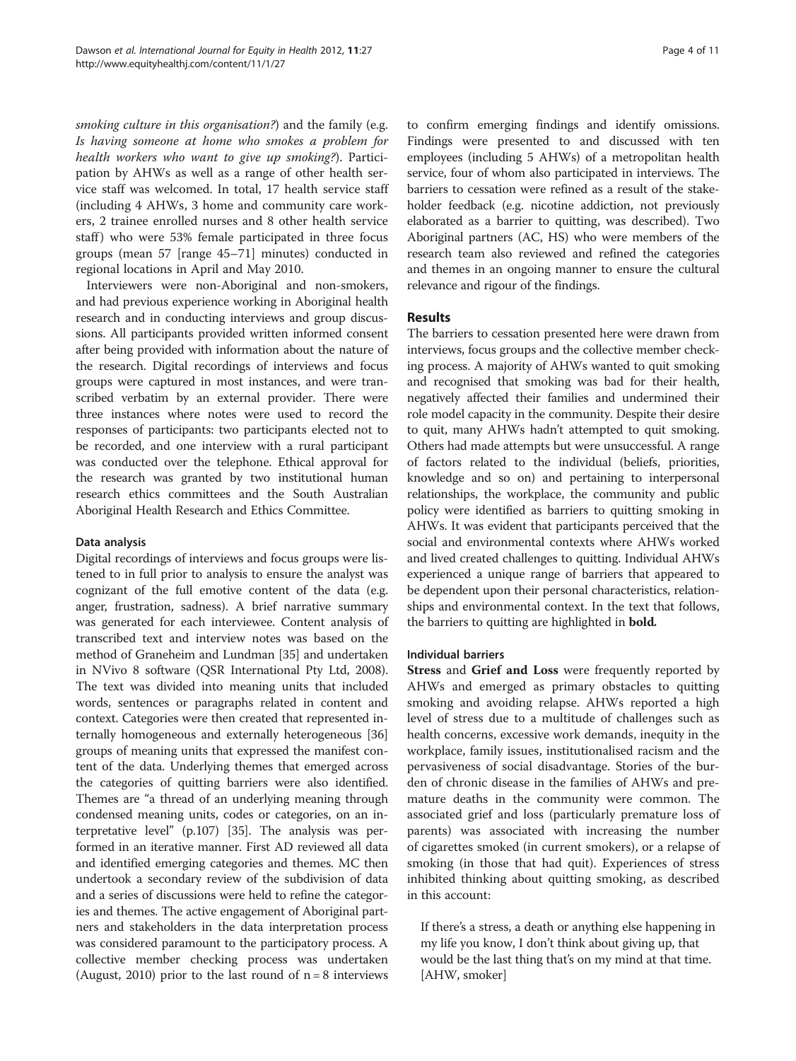*smoking culture in this organisation?*) and the family (e.g. *Is having someone at home who smokes a problem for health workers who want to give up smoking?*). Participation by AHWs as well as a range of other health service staff was welcomed. In total, 17 health service staff (including 4 AHWs, 3 home and community care workers, 2 trainee enrolled nurses and 8 other health service staff) who were 53% female participated in three focus groups (mean 57 [range 45–71] minutes) conducted in regional locations in April and May 2010.

Interviewers were non-Aboriginal and non-smokers, and had previous experience working in Aboriginal health research and in conducting interviews and group discussions. All participants provided written informed consent after being provided with information about the nature of the research. Digital recordings of interviews and focus groups were captured in most instances, and were transcribed verbatim by an external provider. There were three instances where notes were used to record the responses of participants: two participants elected not to be recorded, and one interview with a rural participant was conducted over the telephone. Ethical approval for the research was granted by two institutional human research ethics committees and the South Australian Aboriginal Health Research and Ethics Committee.

### Data analysis

Digital recordings of interviews and focus groups were listened to in full prior to analysis to ensure the analyst was cognizant of the full emotive content of the data (e.g. anger, frustration, sadness). A brief narrative summary was generated for each interviewee. Content analysis of transcribed text and interview notes was based on the method of Graneheim and Lundman [35] and undertaken in NVivo 8 software (QSR International Pty Ltd, 2008). The text was divided into meaning units that included words, sentences or paragraphs related in content and context. Categories were then created that represented internally homogeneous and externally heterogeneous [36] groups of meaning units that expressed the manifest content of the data. Underlying themes that emerged across the categories of quitting barriers were also identified. Themes are "a thread of an underlying meaning through condensed meaning units, codes or categories, on an interpretative level" (p.107) [35]. The analysis was performed in an iterative manner. First AD reviewed all data and identified emerging categories and themes. MC then undertook a secondary review of the subdivision of data and a series of discussions were held to refine the categories and themes. The active engagement of Aboriginal partners and stakeholders in the data interpretation process was considered paramount to the participatory process. A collective member checking process was undertaken (August, 2010) prior to the last round of n = 8 interviews to confirm emerging findings and identify omissions. Findings were presented to and discussed with ten employees (including 5 AHWs) of a metropolitan health service, four of whom also participated in interviews. The barriers to cessation were refined as a result of the stakeholder feedback (e.g. nicotine addiction, not previously elaborated as a barrier to quitting, was described). Two Aboriginal partners (AC, HS) who were members of the research team also reviewed and refined the categories and themes in an ongoing manner to ensure the cultural relevance and rigour of the findings.

## Results

The barriers to cessation presented here were drawn from interviews, focus groups and the collective member checking process. A majority of AHWs wanted to quit smoking and recognised that smoking was bad for their health, negatively affected their families and undermined their role model capacity in the community. Despite their desire to quit, many AHWs hadn't attempted to quit smoking. Others had made attempts but were unsuccessful. A range of factors related to the individual (beliefs, priorities, knowledge and so on) and pertaining to interpersonal relationships, the workplace, the community and public policy were identified as barriers to quitting smoking in AHWs. It was evident that participants perceived that the social and environmental contexts where AHWs worked and lived created challenges to quitting. Individual AHWs experienced a unique range of barriers that appeared to be dependent upon their personal characteristics, relationships and environmental context. In the text that follows, the barriers to quitting are highlighted in **bold.**

### Individual barriers

**Stress** and **Grief and Loss** were frequently reported by AHWs and emerged as primary obstacles to quitting smoking and avoiding relapse. AHWs reported a high level of stress due to a multitude of challenges such as health concerns, excessive work demands, inequity in the workplace, family issues, institutionalised racism and the pervasiveness of social disadvantage. Stories of the burden of chronic disease in the families of AHWs and premature deaths in the community were common. The associated grief and loss (particularly premature loss of parents) was associated with increasing the number of cigarettes smoked (in current smokers), or a relapse of smoking (in those that had quit). Experiences of stress inhibited thinking about quitting smoking, as described in this account:

> If there's a stress, a death or anything else happening in my life you know, I don't think about giving up, that would be the last thing that's on my mind at that time. [AHW, smoker]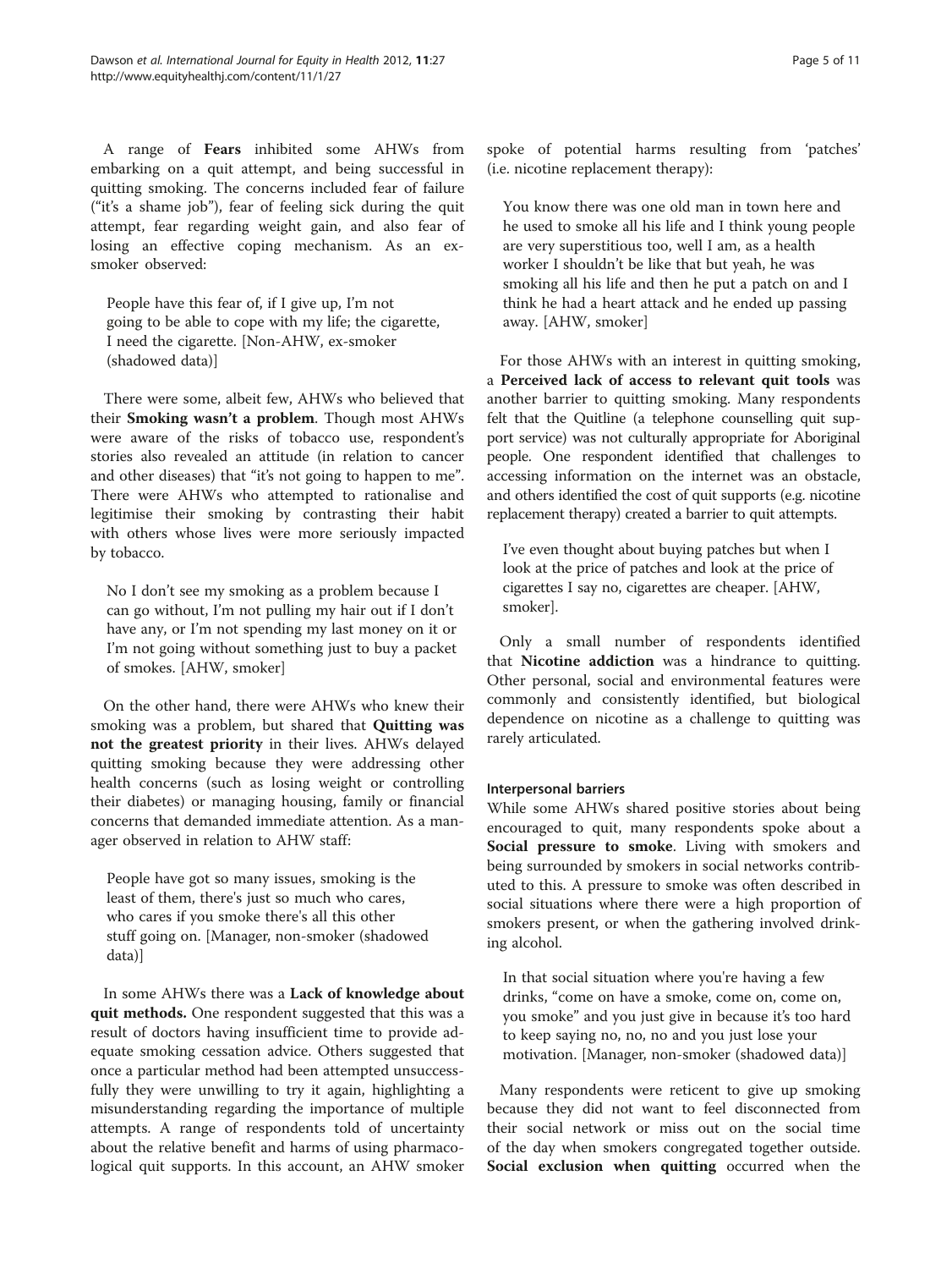A range of **Fears** inhibited some AHWs from embarking on a quit attempt, and being successful in quitting smoking. The concerns included fear of failure ("it's a shame job"), fear of feeling sick during the quit attempt, fear regarding weight gain, and also fear of losing an effective coping mechanism. As an ex-smoker observed:

> People have this fear of, if I give up, I'm not going to be able to cope with my life; the cigarette, I need the cigarette. [Non-AHW, ex-smoker (shadowed data)]

There were some, albeit few, AHWs who believed that their **Smoking wasn't a problem**. Though most AHWs were aware of the risks of tobacco use, respondent's stories also revealed an attitude (in relation to cancer and other diseases) that "it's not going to happen to me". There were AHWs who attempted to rationalise and legitimise their smoking by contrasting their habit with others whose lives were more seriously impacted by tobacco.

> No I don't see my smoking as a problem because I can go without, I'm not pulling my hair out if I don't have any, or I'm not spending my last money on it or I'm not going without something just to buy a packet of smokes. [AHW, smoker]

On the other hand, there were AHWs who knew their smoking was a problem, but shared that **Quitting was not the greatest priority** in their lives. AHWs delayed quitting smoking because they were addressing other health concerns (such as losing weight or controlling their diabetes) or managing housing, family or financial concerns that demanded immediate attention. As a manager observed in relation to AHW staff:

> People have got so many issues, smoking is the least of them, there's just so much who cares, who cares if you smoke there's all this other stuff going on. [Manager, non-smoker (shadowed data)]

In some AHWs there was a **Lack of knowledge about quit methods.** One respondent suggested that this was a result of doctors having insufficient time to provide adequate smoking cessation advice. Others suggested that once a particular method had been attempted unsuccessfully they were unwilling to try it again, highlighting a misunderstanding regarding the importance of multiple attempts. A range of respondents told of uncertainty about the relative benefit and harms of using pharmacological quit supports. In this account, an AHW smoker spoke of potential harms resulting from 'patches' (i.e. nicotine replacement therapy):

> You know there was one old man in town here and he used to smoke all his life and I think young people are very superstitious too, well I am, as a health worker I shouldn't be like that but yeah, he was smoking all his life and then he put a patch on and I think he had a heart attack and he ended up passing away. [AHW, smoker]

For those AHWs with an interest in quitting smoking, a **Perceived lack of access to relevant quit tools** was another barrier to quitting smoking. Many respondents felt that the Quitline (a telephone counselling quit support service) was not culturally appropriate for Aboriginal people. One respondent identified that challenges to accessing information on the internet was an obstacle, and others identified the cost of quit supports (e.g. nicotine replacement therapy) created a barrier to quit attempts.

> I've even thought about buying patches but when I look at the price of patches and look at the price of cigarettes I say no, cigarettes are cheaper. [AHW, smoker].

Only a small number of respondents identified that **Nicotine addiction** was a hindrance to quitting. Other personal, social and environmental features were commonly and consistently identified, but biological dependence on nicotine as a challenge to quitting was rarely articulated.

#### Interpersonal barriers

While some AHWs shared positive stories about being encouraged to quit, many respondents spoke about a **Social pressure to smoke**. Living with smokers and being surrounded by smokers in social networks contributed to this. A pressure to smoke was often described in social situations where there were a high proportion of smokers present, or when the gathering involved drinking alcohol.

> In that social situation where you're having a few drinks, "come on have a smoke, come on, come on, you smoke" and you just give in because it's too hard to keep saying no, no, no and you just lose your motivation. [Manager, non-smoker (shadowed data)]

Many respondents were reticent to give up smoking because they did not want to feel disconnected from their social network or miss out on the social time of the day when smokers congregated together outside. **Social exclusion when quitting** occurred when the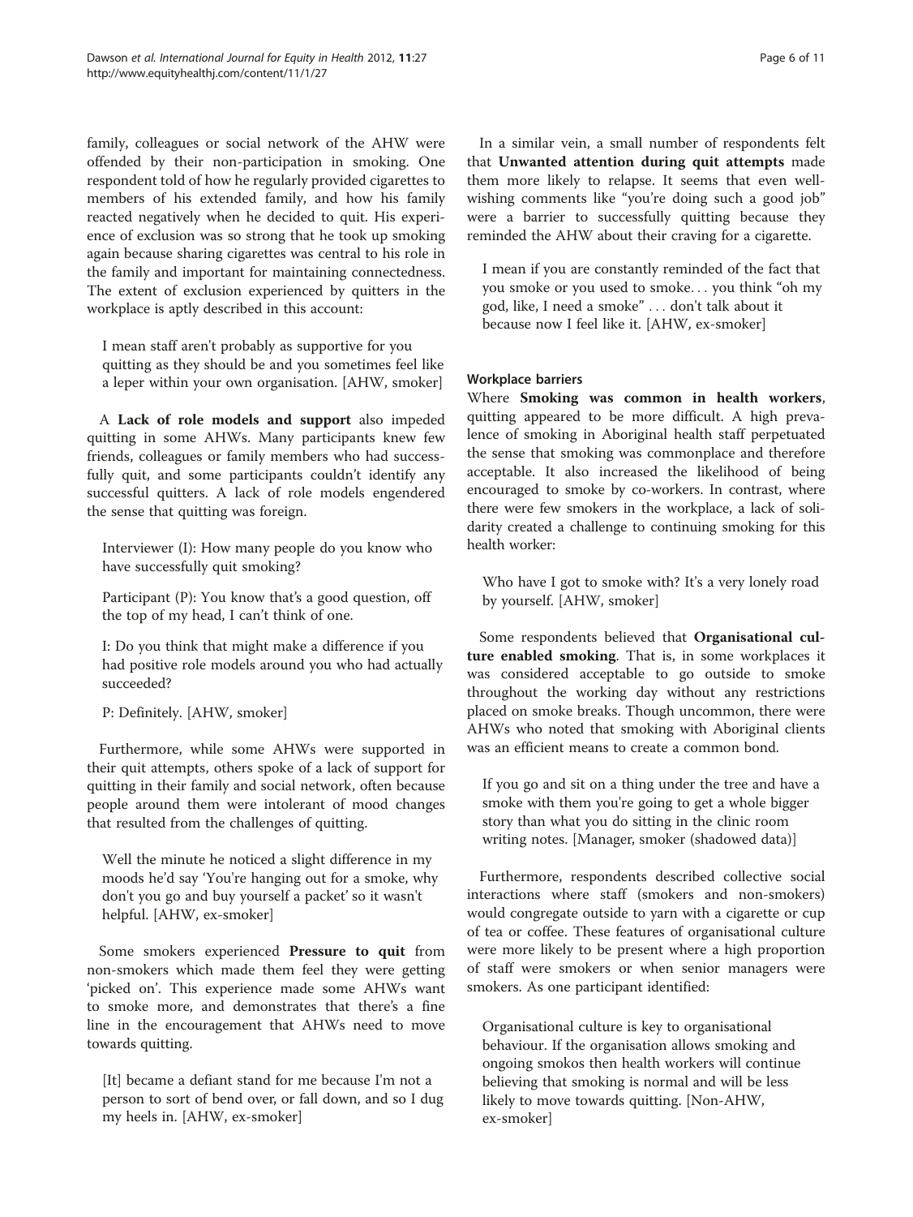family, colleagues or social network of the AHW were offended by their non-participation in smoking. One respondent told of how he regularly provided cigarettes to members of his extended family, and how his family reacted negatively when he decided to quit. His experience of exclusion was so strong that he took up smoking again because sharing cigarettes was central to his role in the family and important for maintaining connectedness. The extent of exclusion experienced by quitters in the workplace is aptly described in this account:

> I mean staff aren't probably as supportive for you quitting as they should be and you sometimes feel like a leper within your own organisation. [AHW, smoker]

A **Lack of role models and support** also impeded quitting in some AHWs. Many participants knew few friends, colleagues or family members who had successfully quit, and some participants couldn't identify any successful quitters. A lack of role models engendered the sense that quitting was foreign.

> Interviewer (I): How many people do you know who have successfully quit smoking?
>
> Participant (P): You know that's a good question, off the top of my head, I can't think of one.
>
> I: Do you think that might make a difference if you had positive role models around you who had actually succeeded?
>
> P: Definitely. [AHW, smoker]

Furthermore, while some AHWs were supported in their quit attempts, others spoke of a lack of support for quitting in their family and social network, often because people around them were intolerant of mood changes that resulted from the challenges of quitting.

> Well the minute he noticed a slight difference in my moods he'd say 'You're hanging out for a smoke, why don't you go and buy yourself a packet' so it wasn't helpful. [AHW, ex-smoker]

Some smokers experienced **Pressure to quit** from non-smokers which made them feel they were getting 'picked on'. This experience made some AHWs want to smoke more, and demonstrates that there's a fine line in the encouragement that AHWs need to move towards quitting.

> [It] became a defiant stand for me because I'm not a person to sort of bend over, or fall down, and so I dug my heels in. [AHW, ex-smoker]

In a similar vein, a small number of respondents felt that **Unwanted attention during quit attempts** made them more likely to relapse. It seems that even well-wishing comments like "you're doing such a good job" were a barrier to successfully quitting because they reminded the AHW about their craving for a cigarette.

> I mean if you are constantly reminded of the fact that you smoke or you used to smoke... you think "oh my god, like, I need a smoke" ... don't talk about it because now I feel like it. [AHW, ex-smoker]

#### Workplace barriers

Where **Smoking was common in health workers**, quitting appeared to be more difficult. A high prevalence of smoking in Aboriginal health staff perpetuated the sense that smoking was commonplace and therefore acceptable. It also increased the likelihood of being encouraged to smoke by co-workers. In contrast, where there were few smokers in the workplace, a lack of solidarity created a challenge to continuing smoking for this health worker:

> Who have I got to smoke with? It's a very lonely road by yourself. [AHW, smoker]

Some respondents believed that **Organisational culture enabled smoking**. That is, in some workplaces it was considered acceptable to go outside to smoke throughout the working day without any restrictions placed on smoke breaks. Though uncommon, there were AHWs who noted that smoking with Aboriginal clients was an efficient means to create a common bond.

> If you go and sit on a thing under the tree and have a smoke with them you're going to get a whole bigger story than what you do sitting in the clinic room writing notes. [Manager, smoker (shadowed data)]

Furthermore, respondents described collective social interactions where staff (smokers and non-smokers) would congregate outside to yarn with a cigarette or cup of tea or coffee. These features of organisational culture were more likely to be present where a high proportion of staff were smokers or when senior managers were smokers. As one participant identified:

> Organisational culture is key to organisational behaviour. If the organisation allows smoking and ongoing smokos then health workers will continue believing that smoking is normal and will be less likely to move towards quitting. [Non-AHW, ex-smoker]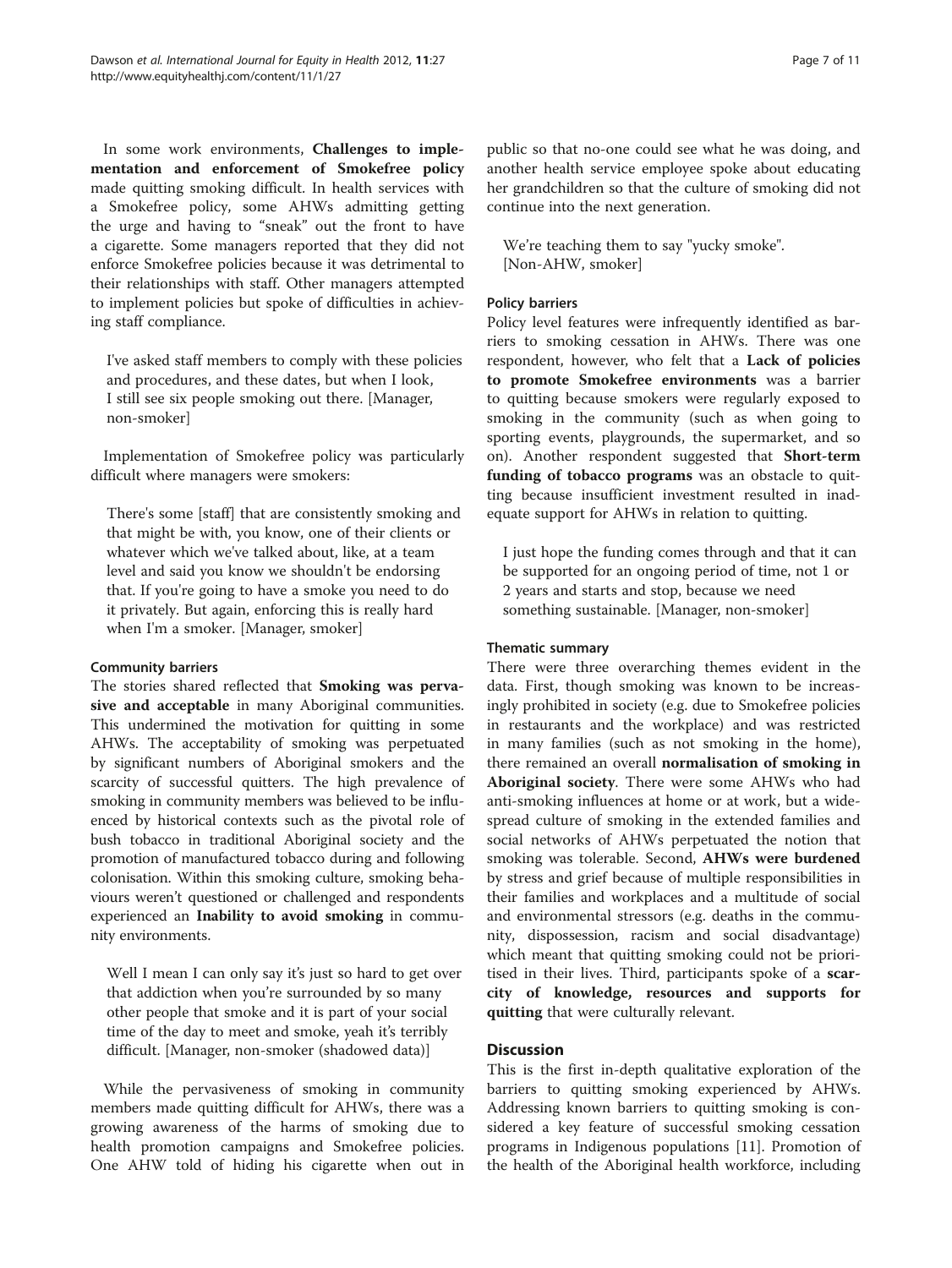In some work environments, **Challenges to implementation and enforcement of Smokefree policy** made quitting smoking difficult. In health services with a Smokefree policy, some AHWs admitting getting the urge and having to "sneak" out the front to have a cigarette. Some managers reported that they did not enforce Smokefree policies because it was detrimental to their relationships with staff. Other managers attempted to implement policies but spoke of difficulties in achieving staff compliance.

> I've asked staff members to comply with these policies and procedures, and these dates, but when I look, I still see six people smoking out there. [Manager, non-smoker]

Implementation of Smokefree policy was particularly difficult where managers were smokers:

> There's some [staff] that are consistently smoking and that might be with, you know, one of their clients or whatever which we've talked about, like, at a team level and said you know we shouldn't be endorsing that. If you're going to have a smoke you need to do it privately. But again, enforcing this is really hard when I'm a smoker. [Manager, smoker]

#### Community barriers

The stories shared reflected that **Smoking was pervasive and acceptable** in many Aboriginal communities. This undermined the motivation for quitting in some AHWs. The acceptability of smoking was perpetuated by significant numbers of Aboriginal smokers and the scarcity of successful quitters. The high prevalence of smoking in community members was believed to be influenced by historical contexts such as the pivotal role of bush tobacco in traditional Aboriginal society and the promotion of manufactured tobacco during and following colonisation. Within this smoking culture, smoking behaviours weren't questioned or challenged and respondents experienced an **Inability to avoid smoking** in community environments.

> Well I mean I can only say it's just so hard to get over that addiction when you're surrounded by so many other people that smoke and it is part of your social time of the day to meet and smoke, yeah it's terribly difficult. [Manager, non-smoker (shadowed data)]

While the pervasiveness of smoking in community members made quitting difficult for AHWs, there was a growing awareness of the harms of smoking due to health promotion campaigns and Smokefree policies. One AHW told of hiding his cigarette when out in public so that no-one could see what he was doing, and another health service employee spoke about educating her grandchildren so that the culture of smoking did not continue into the next generation.

> We're teaching them to say "yucky smoke". [Non-AHW, smoker]

#### Policy barriers

Policy level features were infrequently identified as barriers to smoking cessation in AHWs. There was one respondent, however, who felt that a **Lack of policies to promote Smokefree environments** was a barrier to quitting because smokers were regularly exposed to smoking in the community (such as when going to sporting events, playgrounds, the supermarket, and so on). Another respondent suggested that **Short-term funding of tobacco programs** was an obstacle to quitting because insufficient investment resulted in inadequate support for AHWs in relation to quitting.

> I just hope the funding comes through and that it can be supported for an ongoing period of time, not 1 or 2 years and starts and stop, because we need something sustainable. [Manager, non-smoker]

#### Thematic summary

There were three overarching themes evident in the data. First, though smoking was known to be increasingly prohibited in society (e.g. due to Smokefree policies in restaurants and the workplace) and was restricted in many families (such as not smoking in the home), there remained an overall **normalisation of smoking in Aboriginal society**. There were some AHWs who had anti-smoking influences at home or at work, but a widespread culture of smoking in the extended families and social networks of AHWs perpetuated the notion that smoking was tolerable. Second, **AHWs were burdened** by stress and grief because of multiple responsibilities in their families and workplaces and a multitude of social and environmental stressors (e.g. deaths in the community, dispossession, racism and social disadvantage) which meant that quitting smoking could not be prioritised in their lives. Third, participants spoke of a **scarcity of knowledge, resources and supports for quitting** that were culturally relevant.

## Discussion

This is the first in-depth qualitative exploration of the barriers to quitting smoking experienced by AHWs. Addressing known barriers to quitting smoking is considered a key feature of successful smoking cessation programs in Indigenous populations [11]. Promotion of the health of the Aboriginal health workforce, including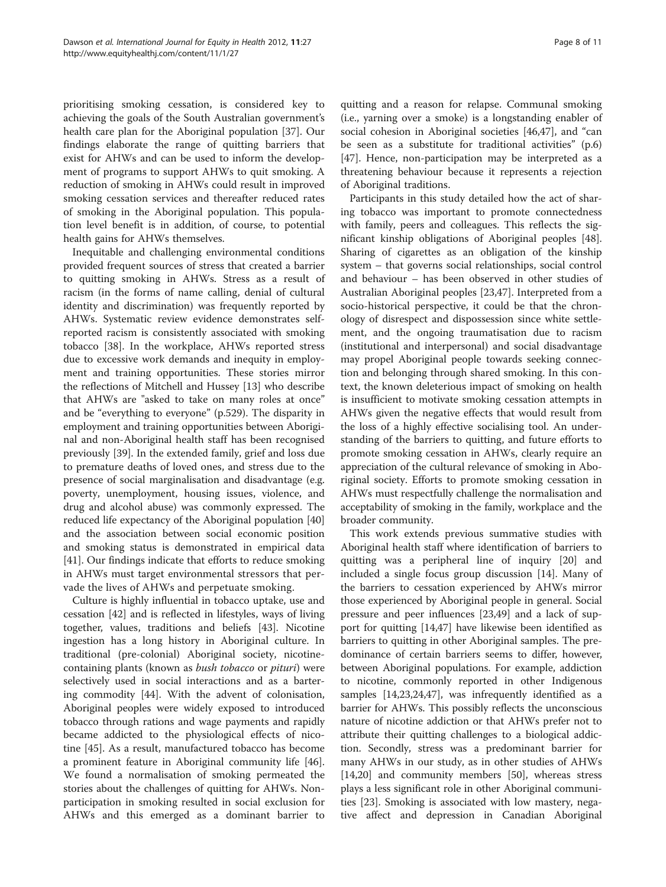prioritising smoking cessation, is considered key to achieving the goals of the South Australian government's health care plan for the Aboriginal population [37]. Our findings elaborate the range of quitting barriers that exist for AHWs and can be used to inform the development of programs to support AHWs to quit smoking. A reduction of smoking in AHWs could result in improved smoking cessation services and thereafter reduced rates of smoking in the Aboriginal population. This population level benefit is in addition, of course, to potential health gains for AHWs themselves.

Inequitable and challenging environmental conditions provided frequent sources of stress that created a barrier to quitting smoking in AHWs. Stress as a result of racism (in the forms of name calling, denial of cultural identity and discrimination) was frequently reported by AHWs. Systematic review evidence demonstrates self-reported racism is consistently associated with smoking tobacco [38]. In the workplace, AHWs reported stress due to excessive work demands and inequity in employment and training opportunities. These stories mirror the reflections of Mitchell and Hussey [13] who describe that AHWs are "asked to take on many roles at once" and be "everything to everyone" (p.529). The disparity in employment and training opportunities between Aboriginal and non-Aboriginal health staff has been recognised previously [39]. In the extended family, grief and loss due to premature deaths of loved ones, and stress due to the presence of social marginalisation and disadvantage (e.g. poverty, unemployment, housing issues, violence, and drug and alcohol abuse) was commonly expressed. The reduced life expectancy of the Aboriginal population [40] and the association between social economic position and smoking status is demonstrated in empirical data [41]. Our findings indicate that efforts to reduce smoking in AHWs must target environmental stressors that pervade the lives of AHWs and perpetuate smoking.

Culture is highly influential in tobacco uptake, use and cessation [42] and is reflected in lifestyles, ways of living together, values, traditions and beliefs [43]. Nicotine ingestion has a long history in Aboriginal culture. In traditional (pre-colonial) Aboriginal society, nicotine-containing plants (known as *bush tobacco* or *pituri*) were selectively used in social interactions and as a bartering commodity [44]. With the advent of colonisation, Aboriginal peoples were widely exposed to introduced tobacco through rations and wage payments and rapidly became addicted to the physiological effects of nicotine [45]. As a result, manufactured tobacco has become a prominent feature in Aboriginal community life [46]. We found a normalisation of smoking permeated the stories about the challenges of quitting for AHWs. Non-participation in smoking resulted in social exclusion for AHWs and this emerged as a dominant barrier to quitting and a reason for relapse. Communal smoking (i.e., yarning over a smoke) is a longstanding enabler of social cohesion in Aboriginal societies [46,47], and "can be seen as a substitute for traditional activities" (p.6) [47]. Hence, non-participation may be interpreted as a threatening behaviour because it represents a rejection of Aboriginal traditions.

Participants in this study detailed how the act of sharing tobacco was important to promote connectedness with family, peers and colleagues. This reflects the significant kinship obligations of Aboriginal peoples [48]. Sharing of cigarettes as an obligation of the kinship system – that governs social relationships, social control and behaviour – has been observed in other studies of Australian Aboriginal peoples [23,47]. Interpreted from a socio-historical perspective, it could be that the chronology of disrespect and dispossession since white settlement, and the ongoing traumatisation due to racism (institutional and interpersonal) and social disadvantage may propel Aboriginal people towards seeking connection and belonging through shared smoking. In this context, the known deleterious impact of smoking on health is insufficient to motivate smoking cessation attempts in AHWs given the negative effects that would result from the loss of a highly effective socialising tool. An understanding of the barriers to quitting, and future efforts to promote smoking cessation in AHWs, clearly require an appreciation of the cultural relevance of smoking in Aboriginal society. Efforts to promote smoking cessation in AHWs must respectfully challenge the normalisation and acceptability of smoking in the family, workplace and the broader community.

This work extends previous summative studies with Aboriginal health staff where identification of barriers to quitting was a peripheral line of inquiry [20] and included a single focus group discussion [14]. Many of the barriers to cessation experienced by AHWs mirror those experienced by Aboriginal people in general. Social pressure and peer influences [23,49] and a lack of support for quitting [14,47] have likewise been identified as barriers to quitting in other Aboriginal samples. The predominance of certain barriers seems to differ, however, between Aboriginal populations. For example, addiction to nicotine, commonly reported in other Indigenous samples [14,23,24,47], was infrequently identified as a barrier for AHWs. This possibly reflects the unconscious nature of nicotine addiction or that AHWs prefer not to attribute their quitting challenges to a biological addiction. Secondly, stress was a predominant barrier for many AHWs in our study, as in other studies of AHWs [14,20] and community members [50], whereas stress plays a less significant role in other Aboriginal communities [23]. Smoking is associated with low mastery, negative affect and depression in Canadian Aboriginal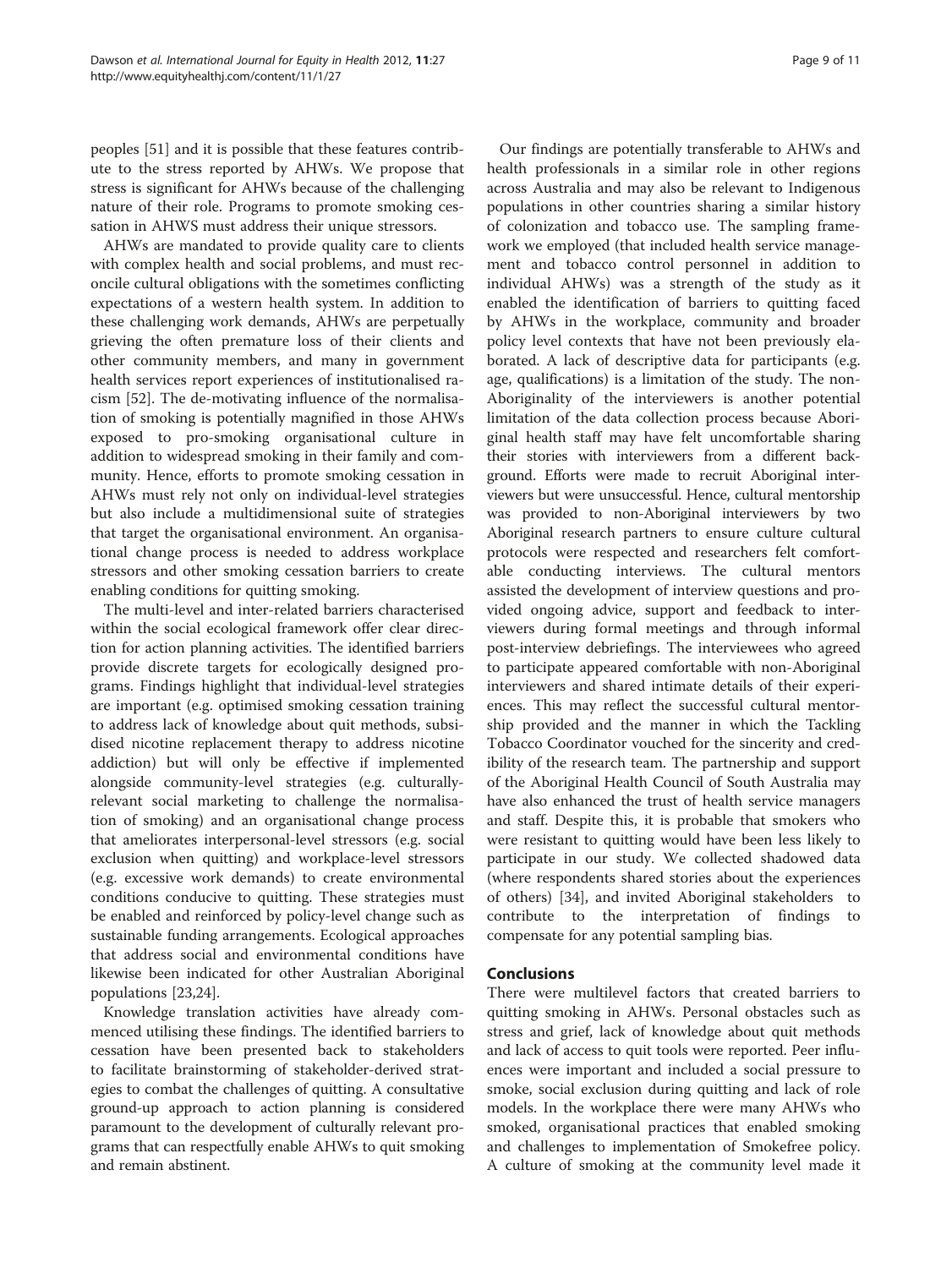peoples [51] and it is possible that these features contribute to the stress reported by AHWs. We propose that stress is significant for AHWs because of the challenging nature of their role. Programs to promote smoking cessation in AHWS must address their unique stressors.

AHWs are mandated to provide quality care to clients with complex health and social problems, and must reconcile cultural obligations with the sometimes conflicting expectations of a western health system. In addition to these challenging work demands, AHWs are perpetually grieving the often premature loss of their clients and other community members, and many in government health services report experiences of institutionalised racism [52]. The de-motivating influence of the normalisation of smoking is potentially magnified in those AHWs exposed to pro-smoking organisational culture in addition to widespread smoking in their family and community. Hence, efforts to promote smoking cessation in AHWs must rely not only on individual-level strategies but also include a multidimensional suite of strategies that target the organisational environment. An organisational change process is needed to address workplace stressors and other smoking cessation barriers to create enabling conditions for quitting smoking.

The multi-level and inter-related barriers characterised within the social ecological framework offer clear direction for action planning activities. The identified barriers provide discrete targets for ecologically designed programs. Findings highlight that individual-level strategies are important (e.g. optimised smoking cessation training to address lack of knowledge about quit methods, subsidised nicotine replacement therapy to address nicotine addiction) but will only be effective if implemented alongside community-level strategies (e.g. culturally-relevant social marketing to challenge the normalisation of smoking) and an organisational change process that ameliorates interpersonal-level stressors (e.g. social exclusion when quitting) and workplace-level stressors (e.g. excessive work demands) to create environmental conditions conducive to quitting. These strategies must be enabled and reinforced by policy-level change such as sustainable funding arrangements. Ecological approaches that address social and environmental conditions have likewise been indicated for other Australian Aboriginal populations [23,24].

Knowledge translation activities have already commenced utilising these findings. The identified barriers to cessation have been presented back to stakeholders to facilitate brainstorming of stakeholder-derived strategies to combat the challenges of quitting. A consultative ground-up approach to action planning is considered paramount to the development of culturally relevant programs that can respectfully enable AHWs to quit smoking and remain abstinent.

Our findings are potentially transferable to AHWs and health professionals in a similar role in other regions across Australia and may also be relevant to Indigenous populations in other countries sharing a similar history of colonization and tobacco use. The sampling framework we employed (that included health service management and tobacco control personnel in addition to individual AHWs) was a strength of the study as it enabled the identification of barriers to quitting faced by AHWs in the workplace, community and broader policy level contexts that have not been previously elaborated. A lack of descriptive data for participants (e.g. age, qualifications) is a limitation of the study. The non-Aboriginality of the interviewers is another potential limitation of the data collection process because Aboriginal health staff may have felt uncomfortable sharing their stories with interviewers from a different background. Efforts were made to recruit Aboriginal interviewers but were unsuccessful. Hence, cultural mentorship was provided to non-Aboriginal interviewers by two Aboriginal research partners to ensure culture cultural protocols were respected and researchers felt comfortable conducting interviews. The cultural mentors assisted the development of interview questions and provided ongoing advice, support and feedback to interviewers during formal meetings and through informal post-interview debriefings. The interviewees who agreed to participate appeared comfortable with non-Aboriginal interviewers and shared intimate details of their experiences. This may reflect the successful cultural mentorship provided and the manner in which the Tackling Tobacco Coordinator vouched for the sincerity and credibility of the research team. The partnership and support of the Aboriginal Health Council of South Australia may have also enhanced the trust of health service managers and staff. Despite this, it is probable that smokers who were resistant to quitting would have been less likely to participate in our study. We collected shadowed data (where respondents shared stories about the experiences of others) [34], and invited Aboriginal stakeholders to contribute to the interpretation of findings to compensate for any potential sampling bias.

## Conclusions

There were multilevel factors that created barriers to quitting smoking in AHWs. Personal obstacles such as stress and grief, lack of knowledge about quit methods and lack of access to quit tools were reported. Peer influences were important and included a social pressure to smoke, social exclusion during quitting and lack of role models. In the workplace there were many AHWs who smoked, organisational practices that enabled smoking and challenges to implementation of Smokefree policy. A culture of smoking at the community level made it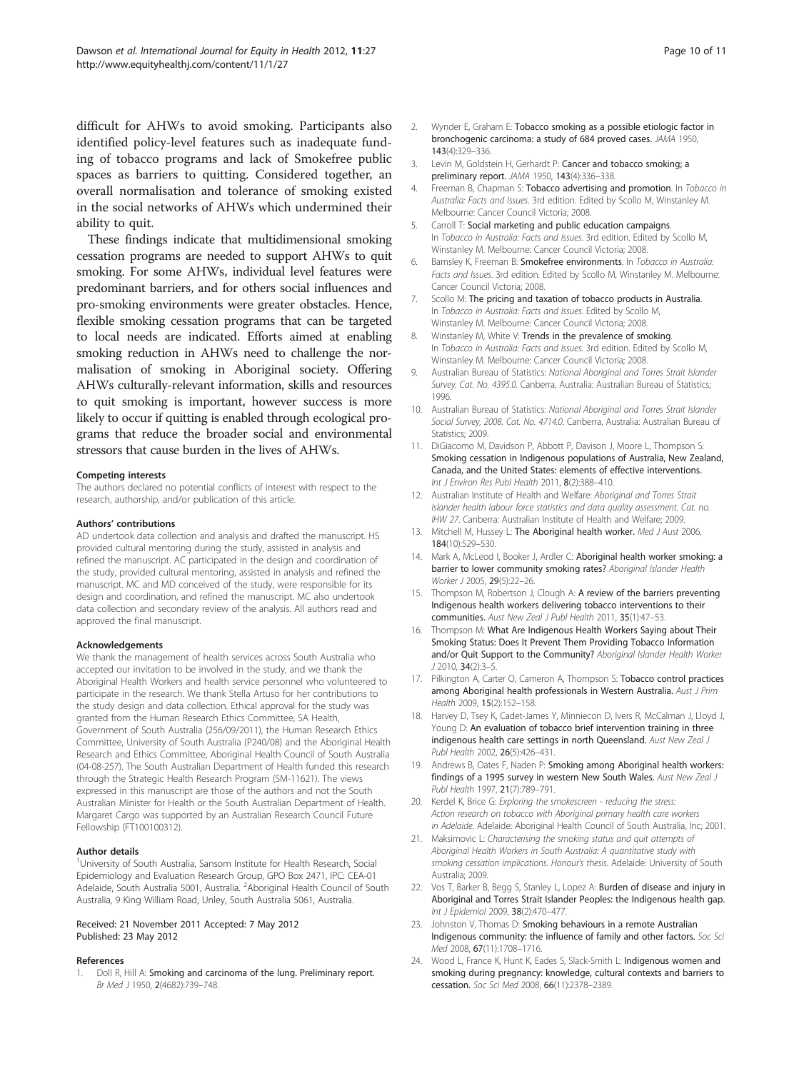difficult for AHWs to avoid smoking. Participants also identified policy-level features such as inadequate funding of tobacco programs and lack of Smokefree public spaces as barriers to quitting. Considered together, an overall normalisation and tolerance of smoking existed in the social networks of AHWs which undermined their ability to quit.

These findings indicate that multidimensional smoking cessation programs are needed to support AHWs to quit smoking. For some AHWs, individual level features were predominant barriers, and for others social influences and pro-smoking environments were greater obstacles. Hence, flexible smoking cessation programs that can be targeted to local needs are indicated. Efforts aimed at enabling smoking reduction in AHWs need to challenge the normalisation of smoking in Aboriginal society. Offering AHWs culturally-relevant information, skills and resources to quit smoking is important, however success is more likely to occur if quitting is enabled through ecological programs that reduce the broader social and environmental stressors that cause burden in the lives of AHWs.

#### Competing interests

The authors declared no potential conflicts of interest with respect to the research, authorship, and/or publication of this article.

#### Authors' contributions

AD undertook data collection and analysis and drafted the manuscript. HS provided cultural mentoring during the study, assisted in analysis and refined the manuscript. AC participated in the design and coordination of the study, provided cultural mentoring, assisted in analysis and refined the manuscript. MC and MD conceived of the study, were responsible for its design and coordination, and refined the manuscript. MC also undertook data collection and secondary review of the analysis. All authors read and approved the final manuscript.

#### Acknowledgements

We thank the management of health services across South Australia who accepted our invitation to be involved in the study, and we thank the Aboriginal Health Workers and health service personnel who volunteered to participate in the research. We thank Stella Artuso for her contributions to the study design and data collection. Ethical approval for the study was granted from the Human Research Ethics Committee, SA Health, Government of South Australia (256/09/2011), the Human Research Ethics Committee, University of South Australia (P240/08) and the Aboriginal Health Research and Ethics Committee, Aboriginal Health Council of South Australia (04-08-257). The South Australian Department of Health funded this research through the Strategic Health Research Program (SM-11621). The views expressed in this manuscript are those of the authors and not the South Australian Minister for Health or the South Australian Department of Health. Margaret Cargo was supported by an Australian Research Council Future Fellowship (FT100100312).

#### Author details

[1]University of South Australia, Sansom Institute for Health Research, Social Epidemiology and Evaluation Research Group, GPO Box 2471, IPC: CEA-01 Adelaide, South Australia 5001, Australia. [2]Aboriginal Health Council of South Australia, 9 King William Road, Unley, South Australia 5061, Australia.

Received: 21 November 2011 Accepted: 7 May 2012
Published: 23 May 2012

#### References

1. Doll R, Hill A: **Smoking and carcinoma of the lung. Preliminary report.** *Br Med J* 1950, **2**(4682):739–748.
2. Wynder E, Graham E: **Tobacco smoking as a possible etiologic factor in bronchogenic carcinoma: a study of 684 proved cases.** *JAMA* 1950, **143**(4):329–336.
3. Levin M, Goldstein H, Gerhardt P: **Cancer and tobacco smoking; a preliminary report.** *JAMA* 1950, **143**(4):336–338.
4. Freeman B, Chapman S: **Tobacco advertising and promotion.** In *Tobacco in Australia: Facts and Issues*. 3rd edition. Edited by Scollo M, Winstanley M. Melbourne: Cancer Council Victoria; 2008.
5. Carroll T: **Social marketing and public education campaigns.** In *Tobacco in Australia: Facts and Issues*. 3rd edition. Edited by Scollo M, Winstanley M. Melbourne: Cancer Council Victoria; 2008.
6. Barnsley K, Freeman B: **Smokefree environments.** In *Tobacco in Australia: Facts and Issues*. 3rd edition. Edited by Scollo M, Winstanley M. Melbourne: Cancer Council Victoria; 2008.
7. Scollo M: **The pricing and taxation of tobacco products in Australia.** In *Tobacco in Australia: Facts and Issues*. Edited by Scollo M, Winstanley M. Melbourne: Cancer Council Victoria; 2008.
8. Winstanley M, White V: **Trends in the prevalence of smoking.** In *Tobacco in Australia: Facts and Issues*. 3rd edition. Edited by Scollo M, Winstanley M. Melbourne: Cancer Council Victoria; 2008.
9. Australian Bureau of Statistics: *National Aboriginal and Torres Strait Islander Survey. Cat. No. 4395.0*. Canberra, Australia: Australian Bureau of Statistics; 1996.
10. Australian Bureau of Statistics: *National Aboriginal and Torres Strait Islander Social Survey, 2008. Cat. No. 4714.0*. Canberra, Australia: Australian Bureau of Statistics; 2009.
11. DiGiacomo M, Davidson P, Abbott P, Davison J, Moore L, Thompson S: **Smoking cessation in Indigenous populations of Australia, New Zealand, Canada, and the United States: elements of effective interventions.** *Int J Environ Res Publ Health* 2011, **8**(2):388–410.
12. Australian Institute of Health and Welfare: *Aboriginal and Torres Strait Islander health labour force statistics and data quality assessment. Cat. no. IHW 27*. Canberra: Australian Institute of Health and Welfare; 2009.
13. Mitchell M, Hussey L: **The Aboriginal health worker.** *Med J Aust* 2006, **184**(10):529–530.
14. Mark A, McLeod I, Booker J, Ardler C: **Aboriginal health worker smoking: a barrier to lower community smoking rates?** *Aboriginal Islander Health Worker J* 2005, **29**(5):22–26.
15. Thompson M, Robertson J, Clough A: **A review of the barriers preventing Indigenous health workers delivering tobacco interventions to their communities.** *Aust New Zeal J Publ Health* 2011, **35**(1):47–53.
16. Thompson M: **What Are Indigenous Health Workers Saying about Their Smoking Status: Does It Prevent Them Providing Tobacco Information and/or Quit Support to the Community?** *Aboriginal Islander Health Worker J* 2010, **34**(2):3–5.
17. Pilkington A, Carter O, Cameron A, Thompson S: **Tobacco control practices among Aboriginal health professionals in Western Australia.** *Aust J Prim Health* 2009, **15**(2):152–158.
18. Harvey D, Tsey K, Cadet-James Y, Minniecon D, Ivers R, McCalman J, Lloyd J, Young D: **An evaluation of tobacco brief intervention training in three indigenous health care settings in north Queensland.** *Aust New Zeal J Publ Health* 2002, **26**(5):426–431.
19. Andrews B, Oates F, Naden P: **Smoking among Aboriginal health workers: findings of a 1995 survey in western New South Wales.** *Aust New Zeal J Publ Health* 1997, **21**(7):789–791.
20. Kerdel K, Brice G: *Exploring the smokescreen - reducing the stress: Action research on tobacco with Aboriginal primary health care workers in Adelaide*. Adelaide: Aboriginal Health Council of South Australia, Inc; 2001.
21. Maksimovic L: *Characterising the smoking status and quit attempts of Aboriginal Health Workers in South Australia: A quantitative study with smoking cessation implications. Honour's thesis*. Adelaide: University of South Australia; 2009.
22. Vos T, Barker B, Begg S, Stanley L, Lopez A: **Burden of disease and injury in Aboriginal and Torres Strait Islander Peoples: the Indigenous health gap.** *Int J Epidemiol* 2009, **38**(2):470–477.
23. Johnston V, Thomas D: **Smoking behaviours in a remote Australian Indigenous community: the influence of family and other factors.** *Soc Sci Med* 2008, **67**(11):1708–1716.
24. Wood L, France K, Hunt K, Eades S, Slack-Smith L: **Indigenous women and smoking during pregnancy: knowledge, cultural contexts and barriers to cessation.** *Soc Sci Med* 2008, **66**(11):2378–2389.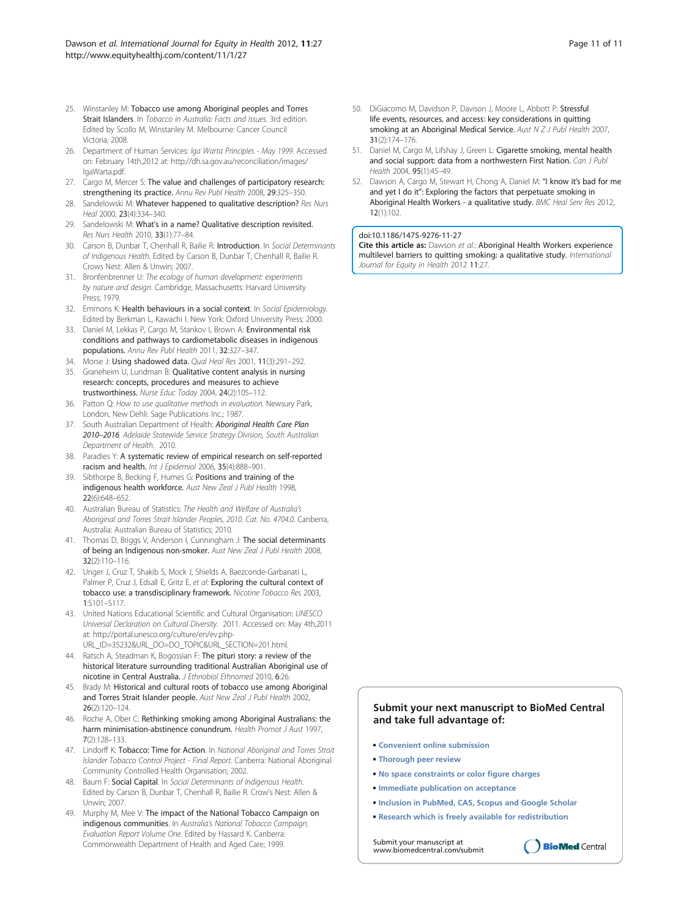25. Winstanley M: **Tobacco use among Aboriginal peoples and Torres Strait Islanders**. In *Tobacco in Australia: Facts and Issues*. 3rd edition. Edited by Scollo M, Winstanley M. Melbourne: Cancer Council Victoria; 2008.
26. Department of Human Services: *Iga Warta Principles - May 1999*. Accessed on: February 14th,2012 at: http://dh.sa.gov.au/reconciliation/images/IgaWarta.pdf.
27. Cargo M, Mercer S: **The value and challenges of participatory research: strengthening its practice.** *Annu Rev Publ Health* 2008, **29**:325–350.
28. Sandelowski M: **Whatever happened to qualitative description?** *Res Nurs Heal* 2000, **23**(4):334–340.
29. Sandelowski M: **What's in a name? Qualitative description revisited.** *Res Nurs Health* 2010, **33**(1):77–84.
30. Carson B, Dunbar T, Chenhall R, Bailie R: **Introduction**. In *Social Determinants of Indigenous Health*. Edited by Carson B, Dunbar T, Chenhall R, Bailie R. Crows Nest: Allen & Unwin; 2007.
31. Bronfenbrenner U: *The ecology of human development: experiments by nature and design*. Cambridge, Massachusetts: Harvard University Press; 1979.
32. Emmons K: **Health behaviours in a social context**. In *Social Epidemiology*. Edited by Berkman L, Kawachi I. New York: Oxford University Press; 2000.
33. Daniel M, Lekkas P, Cargo M, Stankov I, Brown A: **Environmental risk conditions and pathways to cardiometabolic diseases in indigenous populations.** *Annu Rev Publ Health* 2011, **32**:327–347.
34. Morse J: **Using shadowed data.** *Qual Heal Res* 2001, **11**(3):291–292.
35. Graneheim U, Lundman B: **Qualitative content analysis in nursing research: concepts, procedures and measures to achieve trustworthiness.** *Nurse Educ Today* 2004, **24**(2):105–112.
36. Patton Q: *How to use qualitative methods in evaluation*. Newsury Park, London, New Dehli: Sage Publications Inc.; 1987.
37. South Australian Department of Health: ***Aboriginal Health Care Plan 2010–2016***. *Adelaide Statewide Service Strategy Division, South Australian Department of Health*. 2010.
38. Paradies Y: **A systematic review of empirical research on self-reported racism and health.** *Int J Epidemiol* 2006, **35**(4):888–901.
39. Sibthorpe B, Becking F, Humes G: **Positions and training of the indigenous health workforce.** *Aust New Zeal J Publ Health* 1998, **22**(6):648–652.
40. Australian Bureau of Statistics: *The Health and Welfare of Australia's Aboriginal and Torres Strait Islander Peoples, 2010. Cat. No. 4704.0*. Canberra, Australia: Australian Bureau of Statistics; 2010.
41. Thomas D, Briggs V, Anderson I, Cunningham J: **The social determinants of being an Indigenous non-smoker.** *Aust New Zeal J Publ Health* 2008, **32**(2):110–116.
42. Unger J, Cruz T, Shakib S, Mock J, Shields A, Baezconde-Garbanati L, Palmer P, Cruz J, Edsall E, Gritz E, *et al*: **Exploring the cultural context of tobacco use: a transdisciplinary framework.** *Nicotine Tobacco Res* 2003, **1**:S101–S117.
43. United Nations Educational Scientific and Cultural Organisation: *UNESCO Universal Declaration on Cultural Diversity*. 2011. Accessed on: May 4th,2011 at: http://portal.unesco.org/culture/en/ev.php-URL_ID=35232&URL_DO=DO_TOPIC&URL_SECTION=201.html.
44. Ratsch A, Steadman K, Bogossian F: **The pituri story: a review of the historical literature surrounding traditional Australian Aboriginal use of nicotine in Central Australia.** *J Ethnobiol Ethnomed* 2010, **6**:26.
45. Brady M: **Historical and cultural roots of tobacco use among Aboriginal and Torres Strait Islander people.** *Aust New Zeal J Publ Health* 2002, **26**(2):120–124.
46. Roche A, Ober C: **Rethinking smoking among Aboriginal Australians: the harm minimisation-abstinence conundrum.** *Health Promot J Aust* 1997, **7**(2):128–133.
47. Lindorff K: **Tobacco: Time for Action**. In *National Aboriginal and Torres Strait Islander Tobacco Control Project - Final Report*. Canberra: National Aboriginal Community Controlled Health Organisation; 2002.
48. Baum F: **Social Capital**. In *Social Determinants of Indigenous Health*. Edited by Carson B, Dunbar T, Chenhall R, Bailie R. Crow's Nest: Allen & Unwin; 2007.
49. Murphy M, Mee V: **The impact of the National Tobacco Campaign on indigenous communities**. In *Australia's National Tobacco Campaign, Evaluation Report Volume One*. Edited by Hassard K. Canberra: Commonwealth Department of Health and Aged Care; 1999.
50. DiGiacomo M, Davidson P, Davison J, Moore L, Abbott P: **Stressful life events, resources, and access: key considerations in quitting smoking at an Aboriginal Medical Service.** *Aust N Z J Publ Health* 2007, **31**(2):174–176.
51. Daniel M, Cargo M, Lifshay J, Green L: **Cigarette smoking, mental health and social support: data from a northwestern First Nation.** *Can J Publ Health* 2004, **95**(1):45–49.
52. Dawson A, Cargo M, Stewart H, Chong A, Daniel M: **"I know it's bad for me and yet I do it": Exploring the factors that perpetuate smoking in Aboriginal Health Workers - a qualitative study.** *BMC Heal Serv Res* 2012, **12**(1):102.

doi:10.1186/1475-9276-11-27

**Cite this article as:** Dawson *et al.*: Aboriginal Health Workers experience multilevel barriers to quitting smoking: a qualitative study. *International Journal for Equity in Health* 2012 **11**:27.

**Submit your next manuscript to BioMed Central and take full advantage of:**

- **Convenient online submission**
- **Thorough peer review**
- **No space constraints or color figure charges**
- **Immediate publication on acceptance**
- **Inclusion in PubMed, CAS, Scopus and Google Scholar**
- **Research which is freely available for redistribution**

Submit your manuscript at www.biomedcentral.com/submit

BioMed Central